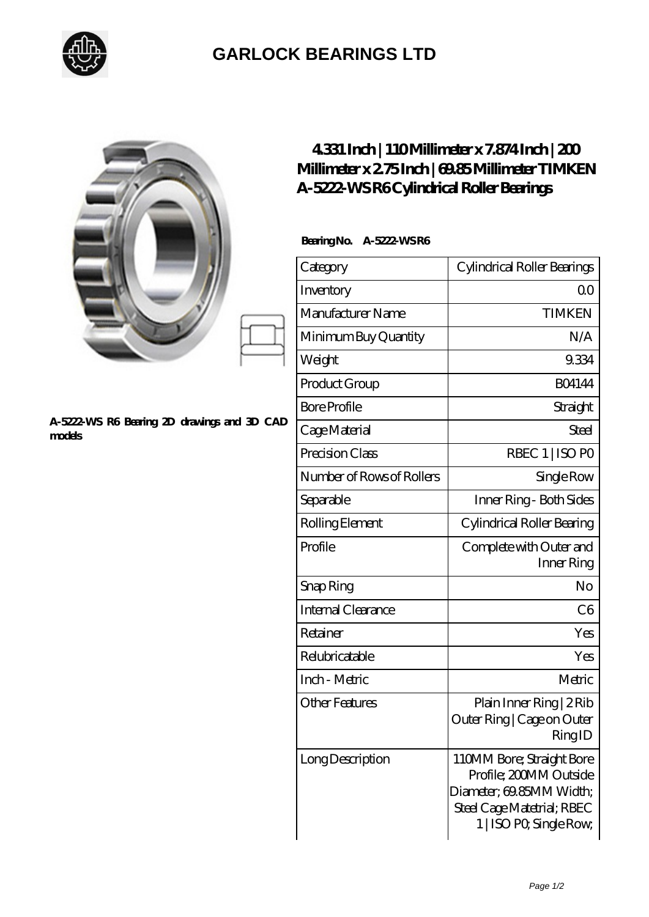## GARLOCK BEARINGS LTD

A-5222-WS R6 Bearing 2D drawings and 3D CAD models

# 4.331 Inch | 110 Millimeter x 7.874 Inch | 200 Millimeter x 2.75 Inch | 69.85 Millimeter TIMKEN A-5222-WS R6 Cylindrical Roller Bearings

**Bearing No. A-5222-WS R6**

| Category | Cylindrical Roller Bearings |
|---|---|
| Inventory | 0.0 |
| Manufacturer Name | TIMKEN |
| Minimum Buy Quantity | N/A |
| Weight | 9.334 |
| Product Group | B04144 |
| Bore Profile | Straight |
| Cage Material | Steel |
| Precision Class | RBEC 1 \| ISO P0 |
| Number of Rows of Rollers | Single Row |
| Separable | Inner Ring - Both Sides |
| Rolling Element | Cylindrical Roller Bearing |
| Profile | Complete with Outer and Inner Ring |
| Snap Ring | No |
| Internal Clearance | C6 |
| Retainer | Yes |
| Relubricatable | Yes |
| Inch - Metric | Metric |
| Other Features | Plain Inner Ring \| 2 Rib Outer Ring \| Cage on Outer Ring ID |
| Long Description | 110MM Bore; Straight Bore Profile; 200MM Outside Diameter; 69.85MM Width; Steel Cage Matetrial; RBEC 1 \| ISO P0; Single Row; |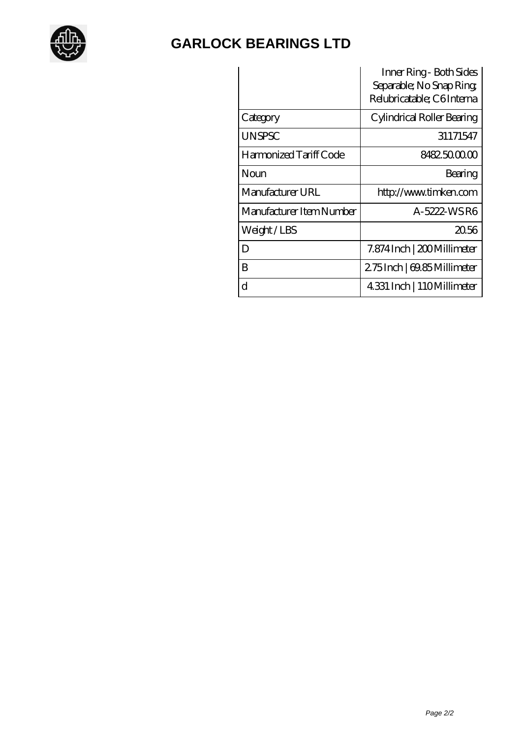# GARLOCK BEARINGS LTD

| | |
|---|---|
| | Inner Ring - Both Sides Separable; No Snap Ring; Relubricatable; C6 Interna |
| Category | Cylindrical Roller Bearing |
| UNSPSC | 31171547 |
| Harmonized Tariff Code | 8482.50.00.00 |
| Noun | Bearing |
| Manufacturer URL | http://www.timken.com |
| Manufacturer Item Number | A-5222-WS R6 |
| Weight / LBS | 20.56 |
| D | 7.874 Inch \| 200 Millimeter |
| B | 2.75 Inch \| 69.85 Millimeter |
| d | 4.331 Inch \| 110 Millimeter |